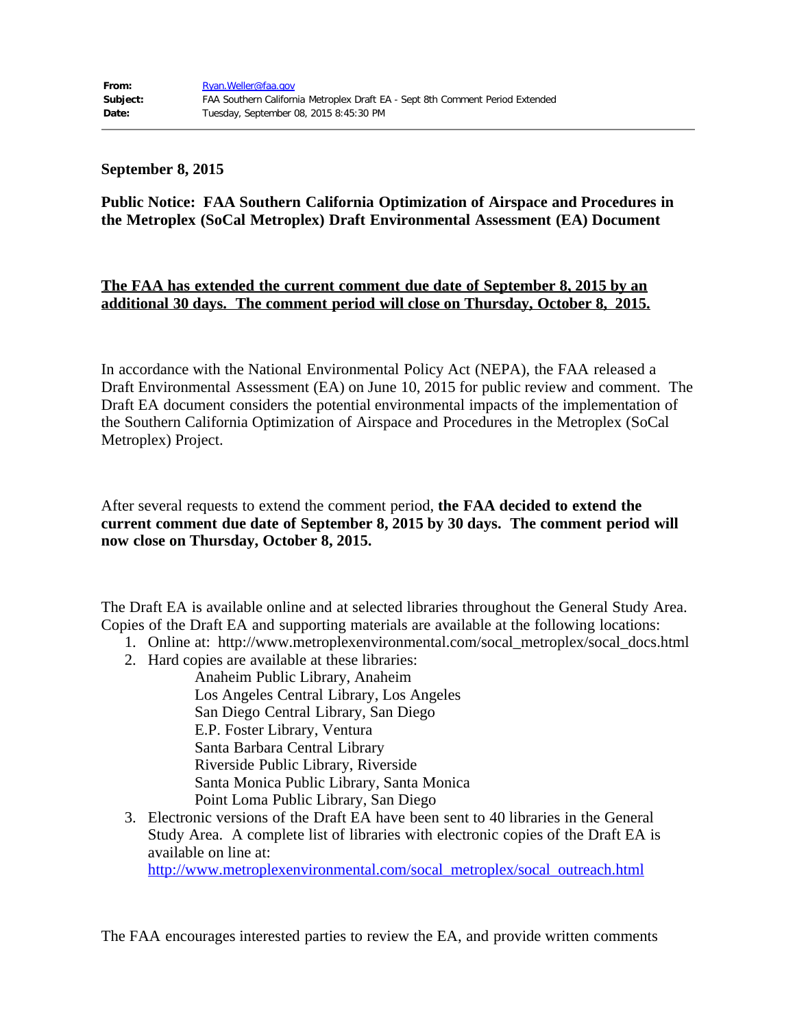**From:** Ryan.Weller@faa.gov
**Subject:** FAA Southern California Metroplex Draft EA - Sept 8th Comment Period Extended
**Date:** Tuesday, September 08, 2015 8:45:30 PM

---

**September 8, 2015**

**Public Notice: FAA Southern California Optimization of Airspace and Procedures in the Metroplex (SoCal Metroplex) Draft Environmental Assessment (EA) Document**

**The FAA has extended the current comment due date of September 8, 2015 by an additional 30 days. The comment period will close on Thursday, October 8, 2015.**

In accordance with the National Environmental Policy Act (NEPA), the FAA released a Draft Environmental Assessment (EA) on June 10, 2015 for public review and comment. The Draft EA document considers the potential environmental impacts of the implementation of the Southern California Optimization of Airspace and Procedures in the Metroplex (SoCal Metroplex) Project.

After several requests to extend the comment period, **the FAA decided to extend the current comment due date of September 8, 2015 by 30 days. The comment period will now close on Thursday, October 8, 2015.**

The Draft EA is available online and at selected libraries throughout the General Study Area. Copies of the Draft EA and supporting materials are available at the following locations:

1. Online at: http://www.metroplexenvironmental.com/socal_metroplex/socal_docs.html
2. Hard copies are available at these libraries:
   - Anaheim Public Library, Anaheim
   - Los Angeles Central Library, Los Angeles
   - San Diego Central Library, San Diego
   - E.P. Foster Library, Ventura
   - Santa Barbara Central Library
   - Riverside Public Library, Riverside
   - Santa Monica Public Library, Santa Monica
   - Point Loma Public Library, San Diego
3. Electronic versions of the Draft EA have been sent to 40 libraries in the General Study Area. A complete list of libraries with electronic copies of the Draft EA is available on line at: http://www.metroplexenvironmental.com/socal_metroplex/socal_outreach.html

The FAA encourages interested parties to review the EA, and provide written comments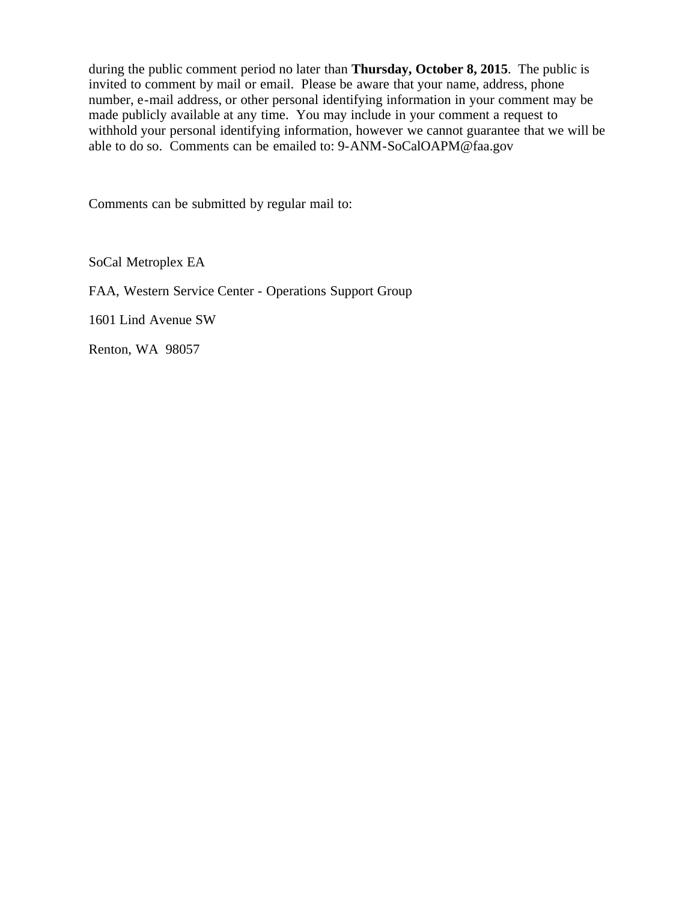during the public comment period no later than **Thursday, October 8, 2015**. The public is invited to comment by mail or email. Please be aware that your name, address, phone number, e-mail address, or other personal identifying information in your comment may be made publicly available at any time. You may include in your comment a request to withhold your personal identifying information, however we cannot guarantee that we will be able to do so. Comments can be emailed to: 9-ANM-SoCalOAPM@faa.gov

Comments can be submitted by regular mail to:

SoCal Metroplex EA

FAA, Western Service Center - Operations Support Group

1601 Lind Avenue SW

Renton, WA 98057